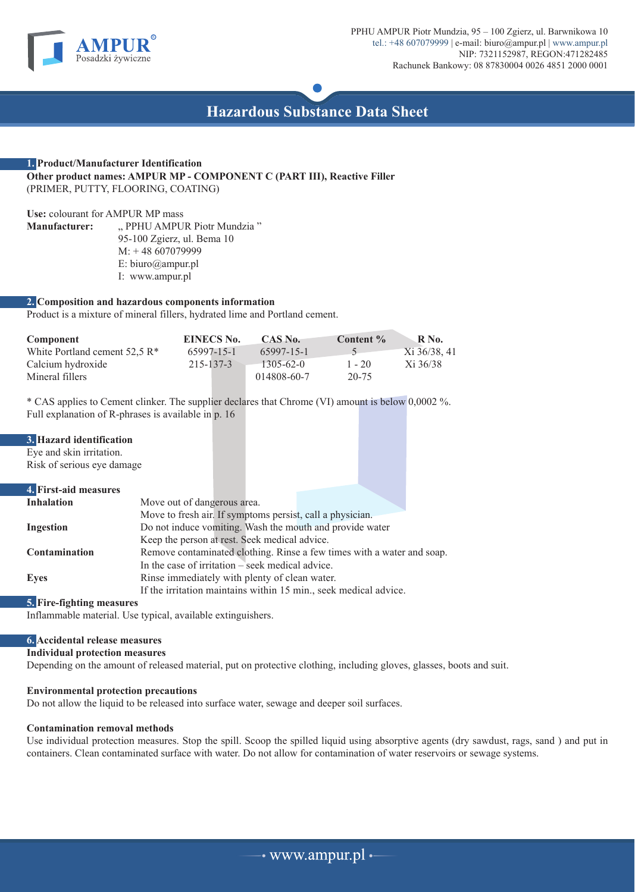PPHU AMPUR Piotr Mundzia, 95 – 100 Zgierz, ul. Barwnikowa 10
tel.: +48 607079999 | e-mail: biuro@ampur.pl | www.ampur.pl
NIP: 7321152987, REGON:471282485
Rachunek Bankowy: 08 87830004 0026 4851 2000 0001

# Hazardous Substance Data Sheet

## 1. Product/Manufacturer Identification

**Other product names: AMPUR MP - COMPONENT C (PART III), Reactive Filler**
(PRIMER, PUTTY, FLOORING, COATING)

**Use:** colourant for AMPUR MP mass

**Manufacturer:** „ PPHU AMPUR Piotr Mundzia ”
95-100 Zgierz, ul. Bema 10
M: + 48 607079999
E: biuro@ampur.pl
I: www.ampur.pl

## 2. Composition and hazardous components information

Product is a mixture of mineral fillers, hydrated lime and Portland cement.

| Component | EINECS No. | CAS No. | Content % | R No. |
|---|---|---|---|---|
| White Portland cement 52,5 R* | 65997-15-1 | 65997-15-1 | 5 | Xi 36/38, 41 |
| Calcium hydroxide | 215-137-3 | 1305-62-0 | 1 - 20 | Xi 36/38 |
| Mineral fillers | | 014808-60-7 | 20-75 | |

* CAS applies to Cement clinker. The supplier declares that Chrome (VI) amount is below 0,0002 %.
Full explanation of R-phrases is available in p. 16

## 3. Hazard identification

Eye and skin irritation.
Risk of serious eye damage

## 4. First-aid measures

**Inhalation** Move out of dangerous area.
Move to fresh air. If symptoms persist, call a physician.

**Ingestion** Do not induce vomiting. Wash the mouth and provide water
Keep the person at rest. Seek medical advice.

**Contamination** Remove contaminated clothing. Rinse a few times with a water and soap.
In the case of irritation – seek medical advice.

**Eyes** Rinse immediately with plenty of clean water.
If the irritation maintains within 15 min., seek medical advice.

## 5. Fire-fighting measures

Inflammable material. Use typical, available extinguishers.

## 6. Accidental release measures

**Individual protection measures**
Depending on the amount of released material, put on protective clothing, including gloves, glasses, boots and suit.

**Environmental protection precautions**
Do not allow the liquid to be released into surface water, sewage and deeper soil surfaces.

**Contamination removal methods**
Use individual protection measures. Stop the spill. Scoop the spilled liquid using absorptive agents (dry sawdust, rags, sand ) and put in containers. Clean contaminated surface with water. Do not allow for contamination of water reservoirs or sewage systems.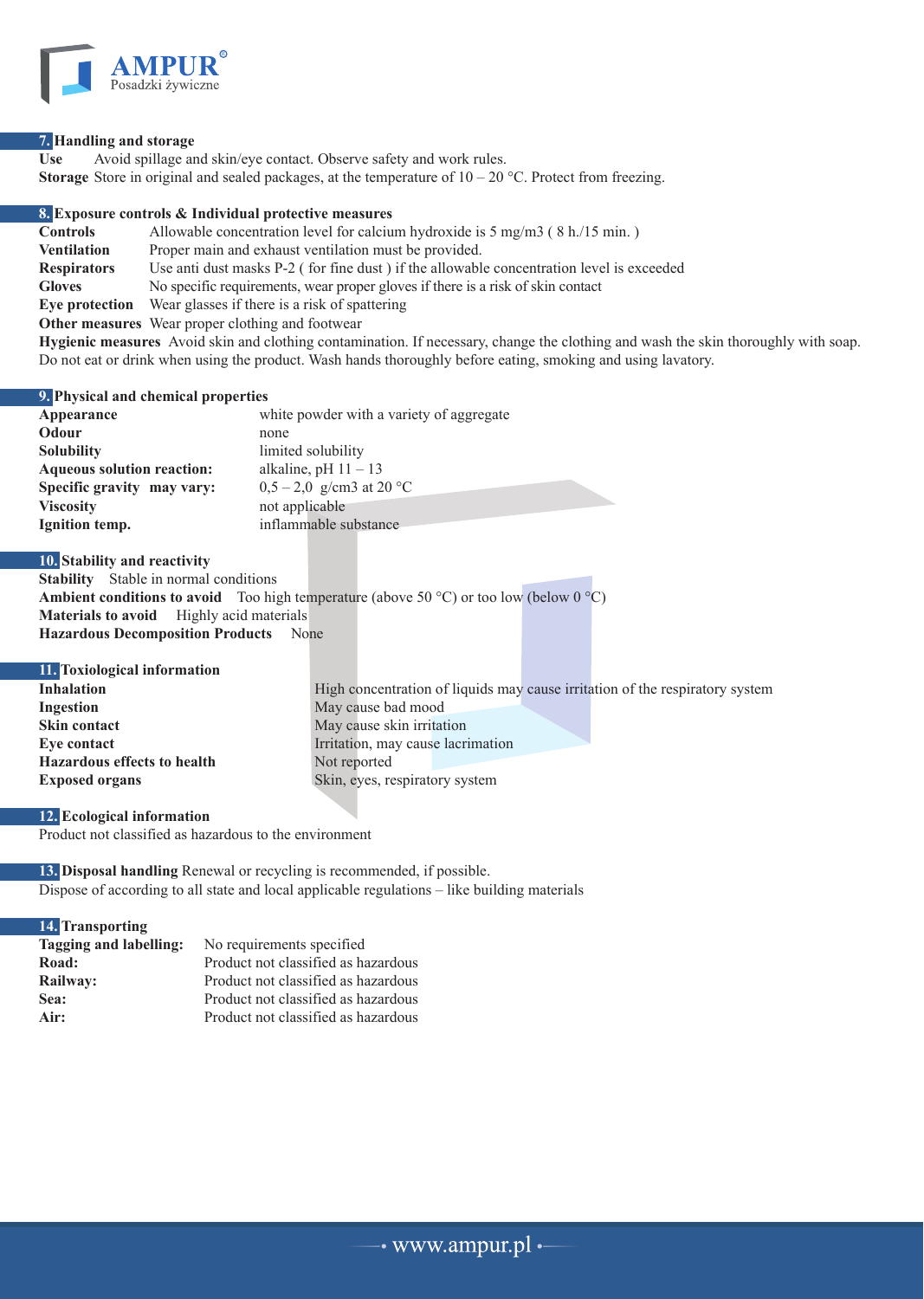## 7. Handling and storage

**Use** Avoid spillage and skin/eye contact. Observe safety and work rules.
**Storage** Store in original and sealed packages, at the temperature of 10 – 20 °C. Protect from freezing.

## 8. Exposure controls & Individual protective measures

| | |
|---|---|
| **Controls** | Allowable concentration level for calcium hydroxide is 5 mg/m3 ( 8 h./15 min. ) |
| **Ventilation** | Proper main and exhaust ventilation must be provided. |
| **Respirators** | Use anti dust masks P-2 ( for fine dust ) if the allowable concentration level is exceeded |
| **Gloves** | No specific requirements, wear proper gloves if there is a risk of skin contact |
| **Eye protection** | Wear glasses if there is a risk of spattering |
| **Other measures** | Wear proper clothing and footwear |

**Hygienic measures** Avoid skin and clothing contamination. If necessary, change the clothing and wash the skin thoroughly with soap. Do not eat or drink when using the product. Wash hands thoroughly before eating, smoking and using lavatory.

## 9. Physical and chemical properties

| | |
|---|---|
| **Appearance** | white powder with a variety of aggregate |
| **Odour** | none |
| **Solubility** | limited solubility |
| **Aqueous solution reaction:** | alkaline, pH 11 – 13 |
| **Specific gravity may vary:** | 0,5 – 2,0 g/cm3 at 20 °C |
| **Viscosity** | not applicable |
| **Ignition temp.** | inflammable substance |

## 10. Stability and reactivity

**Stability** Stable in normal conditions
**Ambient conditions to avoid** Too high temperature (above 50 °C) or too low (below 0 °C)
**Materials to avoid** Highly acid materials
**Hazardous Decomposition Products** None

## 11. Toxiological information

| | |
|---|---|
| **Inhalation** | High concentration of liquids may cause irritation of the respiratory system |
| **Ingestion** | May cause bad mood |
| **Skin contact** | May cause skin irritation |
| **Eye contact** | Irritation, may cause lacrimation |
| **Hazardous effects to health** | Not reported |
| **Exposed organs** | Skin, eyes, respiratory system |

## 12. Ecological information

Product not classified as hazardous to the environment

## 13. Disposal handling

Renewal or recycling is recommended, if possible.
Dispose of according to all state and local applicable regulations – like building materials

## 14. Transporting

| | |
|---|---|
| **Tagging and labelling:** | No requirements specified |
| **Road:** | Product not classified as hazardous |
| **Railway:** | Product not classified as hazardous |
| **Sea:** | Product not classified as hazardous |
| **Air:** | Product not classified as hazardous |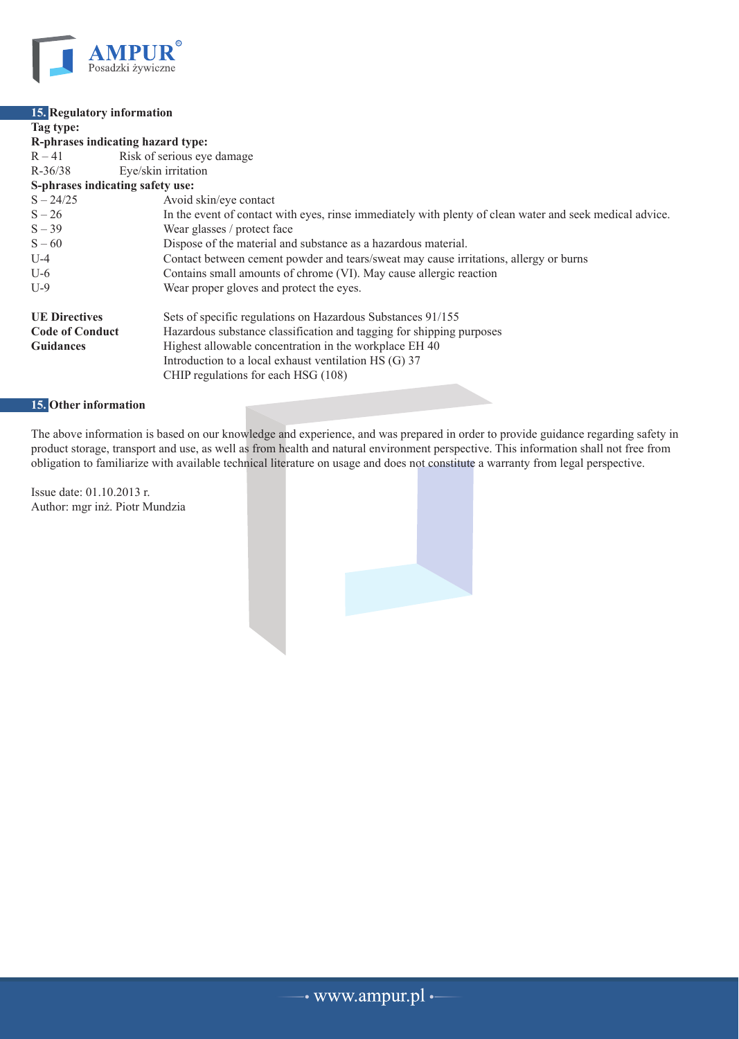## 15. Regulatory information

**Tag type:**

**R-phrases indicating hazard type:**

| | |
|---|---|
| R – 41 | Risk of serious eye damage |
| R-36/38 | Eye/skin irritation |

**S-phrases indicating safety use:**

| | |
|---|---|
| S – 24/25 | Avoid skin/eye contact |
| S – 26 | In the event of contact with eyes, rinse immediately with plenty of clean water and seek medical advice. |
| S – 39 | Wear glasses / protect face |
| S – 60 | Dispose of the material and substance as a hazardous material. |
| U-4 | Contact between cement powder and tears/sweat may cause irritations, allergy or burns |
| U-6 | Contains small amounts of chrome (VI). May cause allergic reaction |
| U-9 | Wear proper gloves and protect the eyes. |

| | |
|---|---|
| **UE Directives** | Sets of specific regulations on Hazardous Substances 91/155 |
| **Code of Conduct** | Hazardous substance classification and tagging for shipping purposes |
| **Guidances** | Highest allowable concentration in the workplace EH 40 |
| | Introduction to a local exhaust ventilation HS (G) 37 |
| | CHIP regulations for each HSG (108) |

## 15. Other information

The above information is based on our knowledge and experience, and was prepared in order to provide guidance regarding safety in product storage, transport and use, as well as from health and natural environment perspective. This information shall not free from obligation to familiarize with available technical literature on usage and does not constitute a warranty from legal perspective.

Issue date: 01.10.2013 r.
Author: mgr inż. Piotr Mundzia